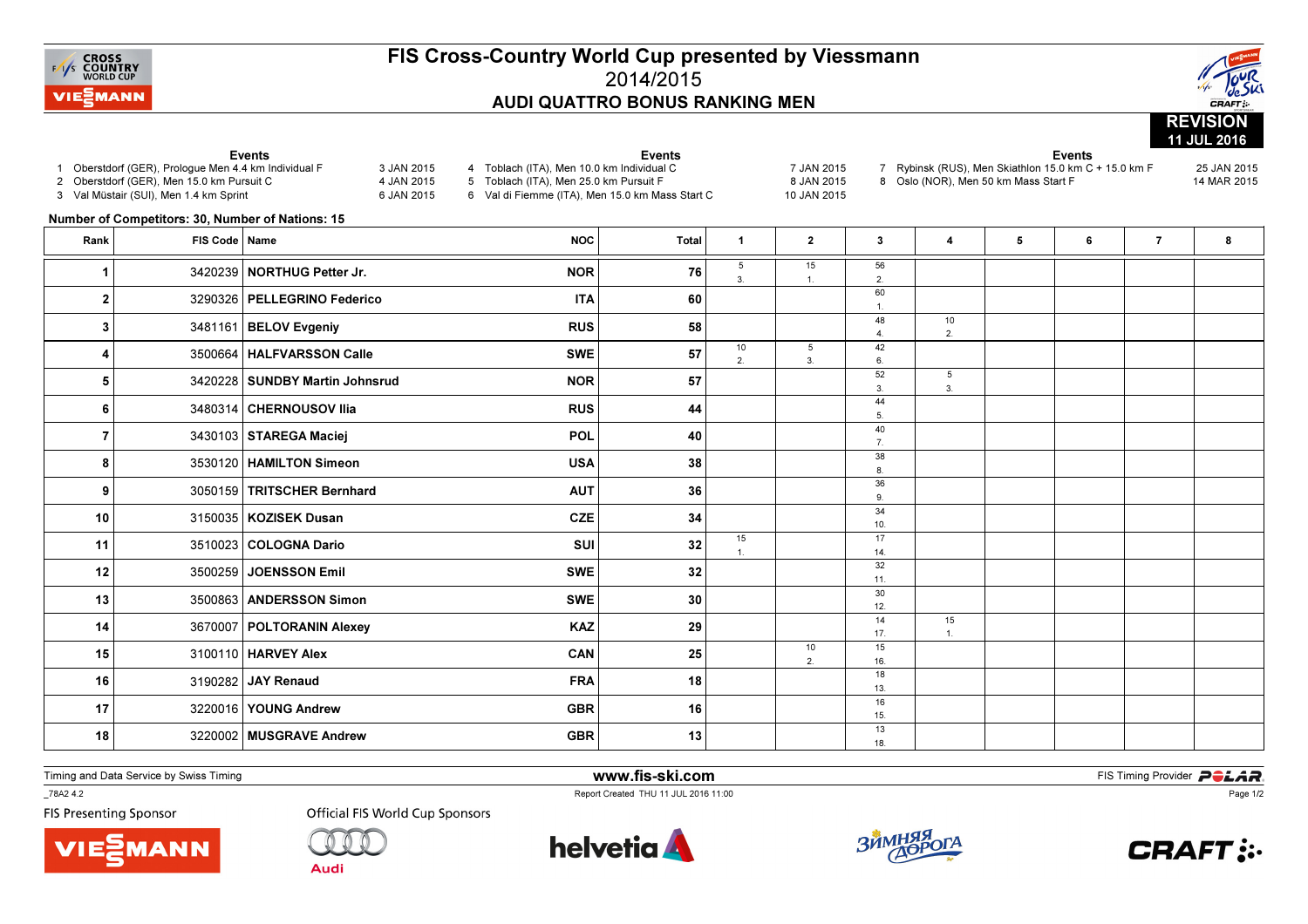# FIS Cross-Country World Cup presented by Viessmann

## 2014/2015

## AUDI QUATTRO BONUS RANKING MEN

REVISION 11 JUL 2016

**Events**

1. Oberstdorf (GER), Prologue Men 4.4 km Individual F — 3 JAN 2015
2. Oberstdorf (GER), Men 15.0 km Pursuit C — 4 JAN 2015
3. Val Müstair (SUI), Men 1.4 km Sprint — 6 JAN 2015
4. Toblach (ITA), Men 10.0 km Individual C — 7 JAN 2015
5. Toblach (ITA), Men 25.0 km Pursuit F — 8 JAN 2015
6. Val di Fiemme (ITA), Men 15.0 km Mass Start C — 10 JAN 2015
7. Rybinsk (RUS), Men Skiathlon 15.0 km C + 15.0 km F — 25 JAN 2015
8. Oslo (NOR), Men 50 km Mass Start F — 14 MAR 2015

**Number of Competitors: 30, Number of Nations: 15**

| Rank | FIS Code | Name | NOC | Total | 1 | 2 | 3 | 4 | 5 | 6 | 7 | 8 |
|---|---|---|---|---|---|---|---|---|---|---|---|---|
| 1 | 3420239 | NORTHUG Petter Jr. | NOR | 76 | 5 3. | 15 1. | 56 2. | | | | | |
| 2 | 3290326 | PELLEGRINO Federico | ITA | 60 | | | 60 1. | | | | | |
| 3 | 3481161 | BELOV Evgeniy | RUS | 58 | | | 48 4. | 10 2. | | | | |
| 4 | 3500664 | HALFVARSSON Calle | SWE | 57 | 10 2. | 5 3. | 42 6. | | | | | |
| 5 | 3420228 | SUNDBY Martin Johnsrud | NOR | 57 | | | 52 3. | 5 3. | | | | |
| 6 | 3480314 | CHERNOUSOV Ilia | RUS | 44 | | | 44 5. | | | | | |
| 7 | 3430103 | STAREGA Maciej | POL | 40 | | | 40 7. | | | | | |
| 8 | 3530120 | HAMILTON Simeon | USA | 38 | | | 38 8. | | | | | |
| 9 | 3050159 | TRITSCHER Bernhard | AUT | 36 | | | 36 9. | | | | | |
| 10 | 3150035 | KOZISEK Dusan | CZE | 34 | | | 34 10. | | | | | |
| 11 | 3510023 | COLOGNA Dario | SUI | 32 | 15 1. | | 17 14. | | | | | |
| 12 | 3500259 | JOENSSON Emil | SWE | 32 | | | 32 11. | | | | | |
| 13 | 3500863 | ANDERSSON Simon | SWE | 30 | | | 30 12. | | | | | |
| 14 | 3670007 | POLTORANIN Alexey | KAZ | 29 | | | 14 17. | 15 1. | | | | |
| 15 | 3100110 | HARVEY Alex | CAN | 25 | | 10 2. | 15 16. | | | | | |
| 16 | 3190282 | JAY Renaud | FRA | 18 | | | 18 13. | | | | | |
| 17 | 3220016 | YOUNG Andrew | GBR | 16 | | | 16 15. | | | | | |
| 18 | 3220002 | MUSGRAVE Andrew | GBR | 13 | | | 13 18. | | | | | |

Timing and Data Service by Swiss Timing — www.fis-ski.com — FIS Timing Provider POLAR

_78A2 4.2 — Report Created THU 11 JUL 2016 11:00

FIS Presenting Sponsor: VIESSMANN — Official FIS World Cup Sponsors: Audi, helvetia, ЗИМНЯЯ ДОРОГА, CRAFT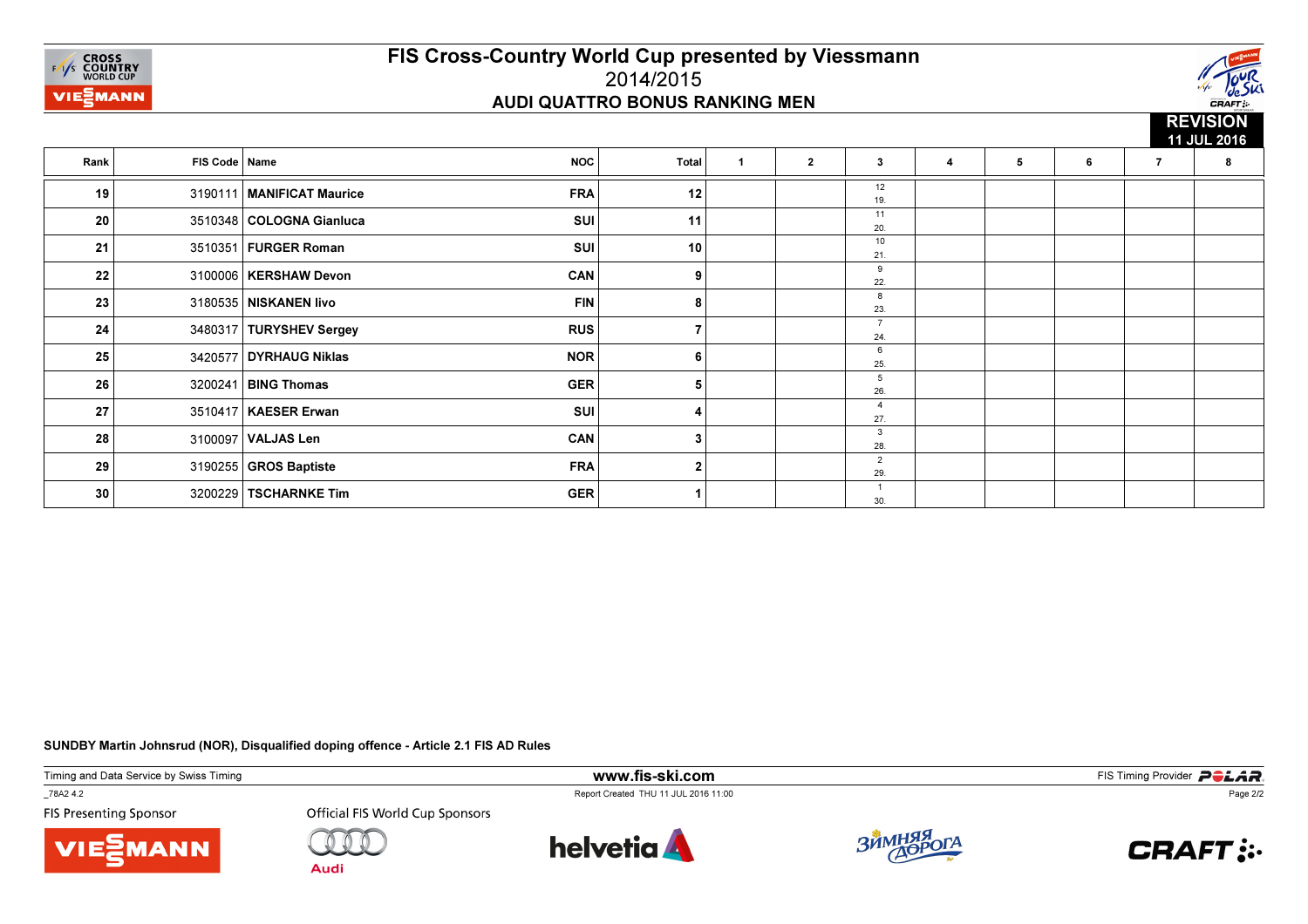# FIS Cross-Country World Cup presented by Viessmann

2014/2015

## AUDI QUATTRO BONUS RANKING MEN

**REVISION**
**11 JUL 2016**

| Rank | FIS Code | Name | NOC | Total | 1 | 2 | 3 | 4 | 5 | 6 | 7 | 8 |
|---|---|---|---|---|---|---|---|---|---|---|---|---|
| 19 | 3190111 | MANIFICAT Maurice | FRA | 12 | | | 12 19. | | | | | |
| 20 | 3510348 | COLOGNA Gianluca | SUI | 11 | | | 11 20. | | | | | |
| 21 | 3510351 | FURGER Roman | SUI | 10 | | | 10 21. | | | | | |
| 22 | 3100006 | KERSHAW Devon | CAN | 9 | | | 9 22. | | | | | |
| 23 | 3180535 | NISKANEN Iivo | FIN | 8 | | | 8 23. | | | | | |
| 24 | 3480317 | TURYSHEV Sergey | RUS | 7 | | | 7 24. | | | | | |
| 25 | 3420577 | DYRHAUG Niklas | NOR | 6 | | | 6 25. | | | | | |
| 26 | 3200241 | BING Thomas | GER | 5 | | | 5 26. | | | | | |
| 27 | 3510417 | KAESER Erwan | SUI | 4 | | | 4 27. | | | | | |
| 28 | 3100097 | VALJAS Len | CAN | 3 | | | 3 28. | | | | | |
| 29 | 3190255 | GROS Baptiste | FRA | 2 | | | 2 29. | | | | | |
| 30 | 3200229 | TSCHARNKE Tim | GER | 1 | | | 1 30. | | | | | |

**SUNDBY Martin Johnsrud (NOR), Disqualified doping offence - Article 2.1 FIS AD Rules**

Timing and Data Service by Swiss Timing | www.fis-ski.com | FIS Timing Provider POLAR

_78A2 4.2 | Report Created THU 11 JUL 2016 11:00

FIS Presenting Sponsor | Official FIS World Cup Sponsors